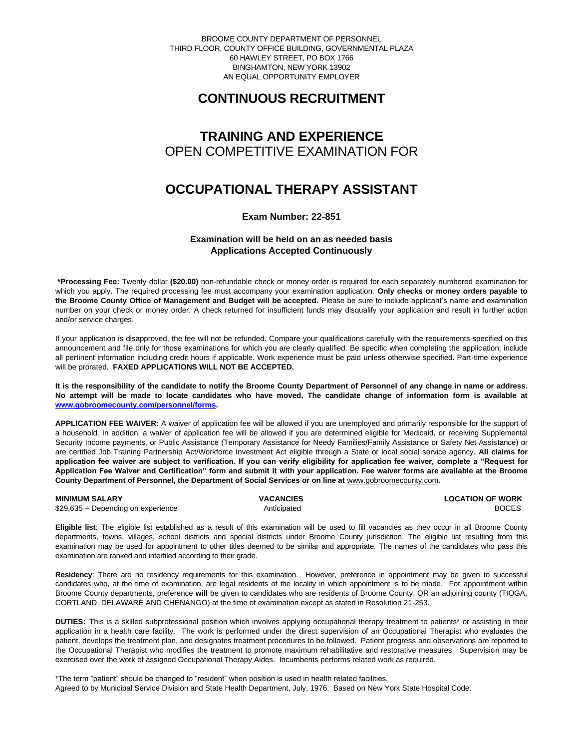BROOME COUNTY DEPARTMENT OF PERSONNEL
THIRD FLOOR, COUNTY OFFICE BUILDING, GOVERNMENTAL PLAZA
60 HAWLEY STREET, PO BOX 1766
BINGHAMTON, NEW YORK 13902
AN EQUAL OPPORTUNITY EMPLOYER

# CONTINUOUS RECRUITMENT

# TRAINING AND EXPERIENCE
## OPEN COMPETITIVE EXAMINATION FOR

# OCCUPATIONAL THERAPY ASSISTANT

**Exam Number: 22-851**

**Examination will be held on an as needed basis**
**Applications Accepted Continuously**

**\*Processing Fee:** Twenty dollar **($20.00)** non-refundable check or money order is required for each separately numbered examination for which you apply. The required processing fee must accompany your examination application. **Only checks or money orders payable to the Broome County Office of Management and Budget will be accepted.** Please be sure to include applicant's name and examination number on your check or money order. A check returned for insufficient funds may disqualify your application and result in further action and/or service charges.

If your application is disapproved, the fee will not be refunded. Compare your qualifications carefully with the requirements specified on this announcement and file only for those examinations for which you are clearly qualified. Be specific when completing the application; include all pertinent information including credit hours if applicable. Work experience must be paid unless otherwise specified. Part-time experience will be prorated. **FAXED APPLICATIONS WILL NOT BE ACCEPTED.**

**It is the responsibility of the candidate to notify the Broome County Department of Personnel of any change in name or address. No attempt will be made to locate candidates who have moved. The candidate change of information form is available at [www.gobroomecounty.com/personnel/forms](http://www.gobroomecounty.com/personnel/forms).**

**APPLICATION FEE WAIVER:** A waiver of application fee will be allowed if you are unemployed and primarily responsible for the support of a household. In addition, a waiver of application fee will be allowed if you are determined eligible for Medicaid, or receiving Supplemental Security Income payments, or Public Assistance (Temporary Assistance for Needy Families/Family Assistance or Safety Net Assistance) or are certified Job Training Partnership Act/Workforce Investment Act eligible through a State or local social service agency. **All claims for application fee waiver are subject to verification. If you can verify eligibility for application fee waiver, complete a "Request for Application Fee Waiver and Certification" form and submit it with your application. Fee waiver forms are available at the Broome County Department of Personnel, the Department of Social Services or on line at** www.gobroomecounty.com**.**

| MINIMUM SALARY | VACANCIES | LOCATION OF WORK |
|---|---|---|
| $29,635 + Depending on experience | Anticipated | BOCES |

**Eligible list**: The eligible list established as a result of this examination will be used to fill vacancies as they occur in all Broome County departments, towns, villages, school districts and special districts under Broome County jurisdiction. The eligible list resulting from this examination may be used for appointment to other titles deemed to be similar and appropriate. The names of the candidates who pass this examination are ranked and interfiled according to their grade.

**Residency**: There are no residency requirements for this examination. However, preference in appointment may be given to successful candidates who, at the time of examination, are legal residents of the locality in which appointment is to be made. For appointment within Broome County departments, preference **will** be given to candidates who are residents of Broome County, OR an adjoining county (TIOGA, CORTLAND, DELAWARE AND CHENANGO) at the time of examination except as stated in Resolution 21-253.

**DUTIES:** This is a skilled subprofessional position which involves applying occupational therapy treatment to patients\* or assisting in their application in a health care facility. The work is performed under the direct supervision of an Occupational Therapist who evaluates the patient, develops the treatment plan, and designates treatment procedures to be followed. Patient progress and observations are reported to the Occupational Therapist who modifies the treatment to promote maximum rehabilitative and restorative measures. Supervision may be exercised over the work of assigned Occupational Therapy Aides. Incumbents performs related work as required.

\*The term "patient" should be changed to "resident" when position is used in health related facilities.
Agreed to by Municipal Service Division and State Health Department, July, 1976. Based on New York State Hospital Code.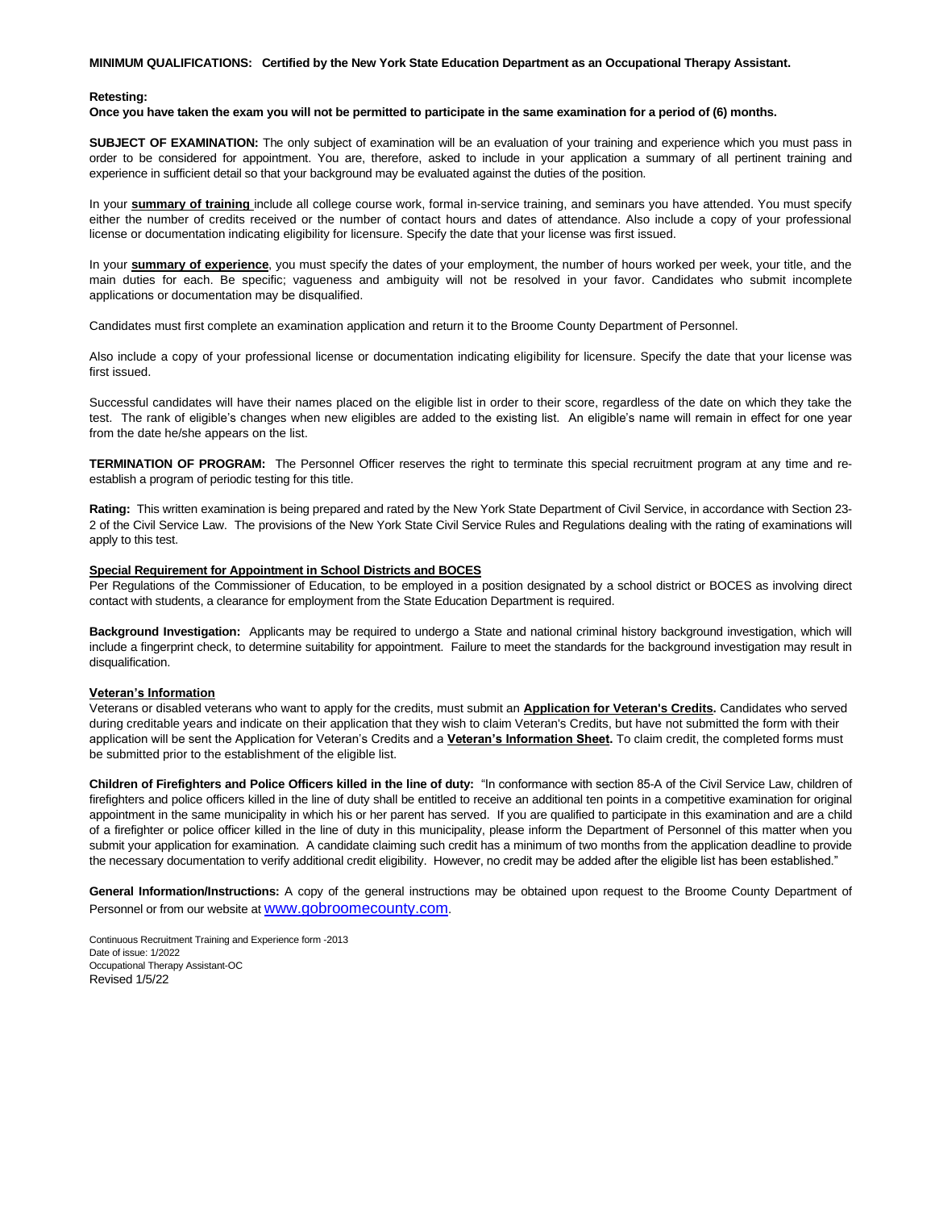**MINIMUM QUALIFICATIONS: Certified by the New York State Education Department as an Occupational Therapy Assistant.**

**Retesting:**

**Once you have taken the exam you will not be permitted to participate in the same examination for a period of (6) months.**

**SUBJECT OF EXAMINATION:** The only subject of examination will be an evaluation of your training and experience which you must pass in order to be considered for appointment. You are, therefore, asked to include in your application a summary of all pertinent training and experience in sufficient detail so that your background may be evaluated against the duties of the position.

In your **summary of training** include all college course work, formal in-service training, and seminars you have attended. You must specify either the number of credits received or the number of contact hours and dates of attendance. Also include a copy of your professional license or documentation indicating eligibility for licensure. Specify the date that your license was first issued.

In your **summary of experience**, you must specify the dates of your employment, the number of hours worked per week, your title, and the main duties for each. Be specific; vagueness and ambiguity will not be resolved in your favor. Candidates who submit incomplete applications or documentation may be disqualified.

Candidates must first complete an examination application and return it to the Broome County Department of Personnel.

Also include a copy of your professional license or documentation indicating eligibility for licensure. Specify the date that your license was first issued.

Successful candidates will have their names placed on the eligible list in order to their score, regardless of the date on which they take the test. The rank of eligible's changes when new eligibles are added to the existing list. An eligible's name will remain in effect for one year from the date he/she appears on the list.

**TERMINATION OF PROGRAM:** The Personnel Officer reserves the right to terminate this special recruitment program at any time and re-establish a program of periodic testing for this title.

**Rating:** This written examination is being prepared and rated by the New York State Department of Civil Service, in accordance with Section 23-2 of the Civil Service Law. The provisions of the New York State Civil Service Rules and Regulations dealing with the rating of examinations will apply to this test.

**Special Requirement for Appointment in School Districts and BOCES**

Per Regulations of the Commissioner of Education, to be employed in a position designated by a school district or BOCES as involving direct contact with students, a clearance for employment from the State Education Department is required.

**Background Investigation:** Applicants may be required to undergo a State and national criminal history background investigation, which will include a fingerprint check, to determine suitability for appointment. Failure to meet the standards for the background investigation may result in disqualification.

**Veteran's Information**

Veterans or disabled veterans who want to apply for the credits, must submit an **Application for Veteran's Credits.** Candidates who served during creditable years and indicate on their application that they wish to claim Veteran's Credits, but have not submitted the form with their application will be sent the Application for Veteran's Credits and a **Veteran's Information Sheet.** To claim credit, the completed forms must be submitted prior to the establishment of the eligible list.

**Children of Firefighters and Police Officers killed in the line of duty:** "In conformance with section 85-A of the Civil Service Law, children of firefighters and police officers killed in the line of duty shall be entitled to receive an additional ten points in a competitive examination for original appointment in the same municipality in which his or her parent has served. If you are qualified to participate in this examination and are a child of a firefighter or police officer killed in the line of duty in this municipality, please inform the Department of Personnel of this matter when you submit your application for examination. A candidate claiming such credit has a minimum of two months from the application deadline to provide the necessary documentation to verify additional credit eligibility. However, no credit may be added after the eligible list has been established."

**General Information/Instructions:** A copy of the general instructions may be obtained upon request to the Broome County Department of Personnel or from our website at www.gobroomecounty.com.

Continuous Recruitment Training and Experience form -2013
Date of issue: 1/2022
Occupational Therapy Assistant-OC
Revised 1/5/22